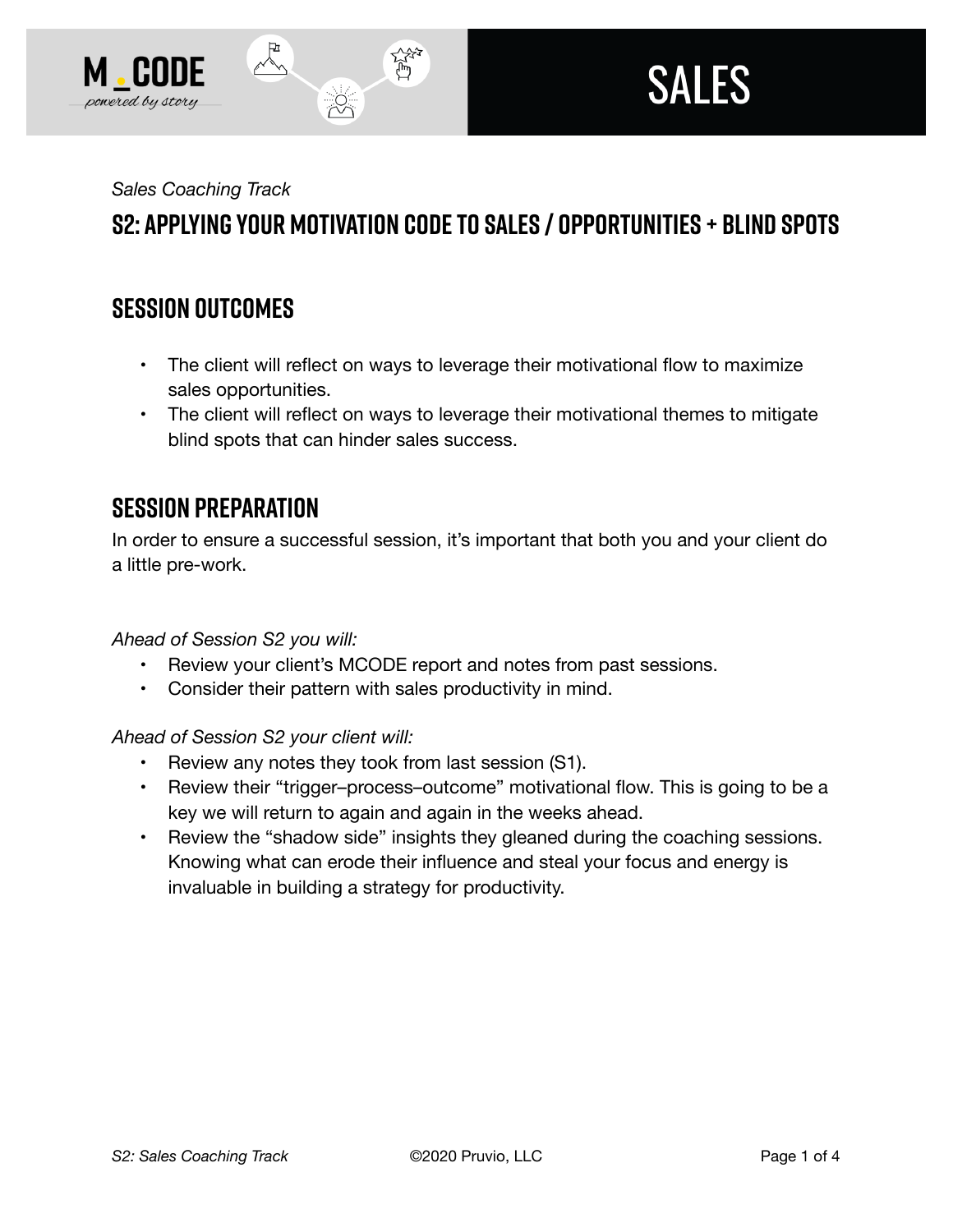*Sales Coaching Track*

## S2: Applying Your Motivation Code to Sales / Opportunities + Blind Spots

### Session Outcomes

- The client will reflect on ways to leverage their motivational flow to maximize sales opportunities.
- The client will reflect on ways to leverage their motivational themes to mitigate blind spots that can hinder sales success.

### Session Preparation

In order to ensure a successful session, it's important that both you and your client do a little pre-work.

*Ahead of Session S2 you will:*

- Review your client's MCODE report and notes from past sessions.
- Consider their pattern with sales productivity in mind.

*Ahead of Session S2 your client will:*

- Review any notes they took from last session (S1).
- Review their "trigger–process–outcome" motivational flow. This is going to be a key we will return to again and again in the weeks ahead.
- Review the "shadow side" insights they gleaned during the coaching sessions. Knowing what can erode their influence and steal your focus and energy is invaluable in building a strategy for productivity.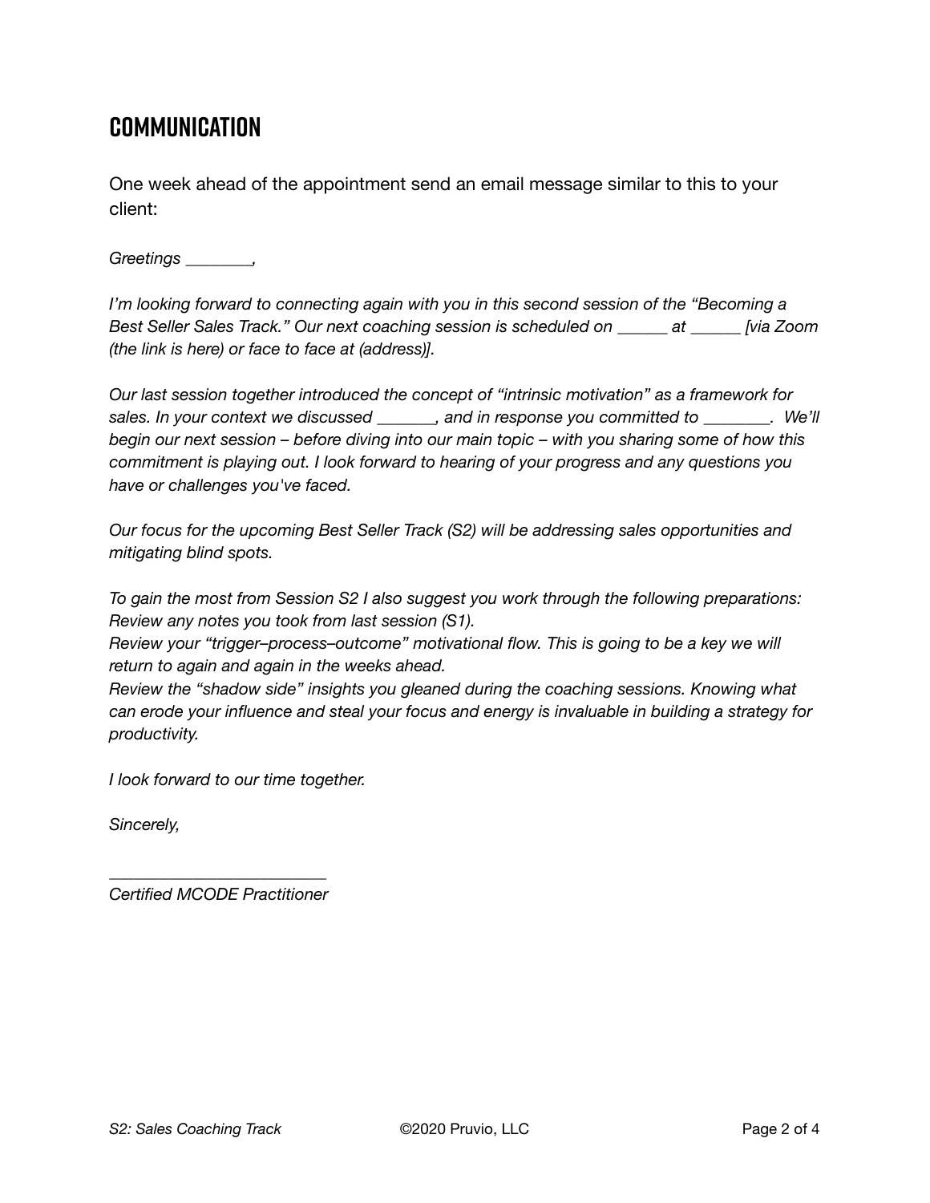## COMMUNICATION

One week ahead of the appointment send an email message similar to this to your client:

*Greetings ________,*

*I'm looking forward to connecting again with you in this second session of the "Becoming a Best Seller Sales Track." Our next coaching session is scheduled on ______ at ______ [via Zoom (the link is here) or face to face at (address)].*

*Our last session together introduced the concept of "intrinsic motivation" as a framework for sales. In your context we discussed _______, and in response you committed to ________. We'll begin our next session – before diving into our main topic – with you sharing some of how this commitment is playing out. I look forward to hearing of your progress and any questions you have or challenges you've faced.*

*Our focus for the upcoming Best Seller Track (S2) will be addressing sales opportunities and mitigating blind spots.*

*To gain the most from Session S2 I also suggest you work through the following preparations:*
*Review any notes you took from last session (S1).*
*Review your "trigger–process–outcome" motivational flow. This is going to be a key we will return to again and again in the weeks ahead.*
*Review the "shadow side" insights you gleaned during the coaching sessions. Knowing what can erode your influence and steal your focus and energy is invaluable in building a strategy for productivity.*

*I look forward to our time together.*

*Sincerely,*

*__________________________*
*Certified MCODE Practitioner*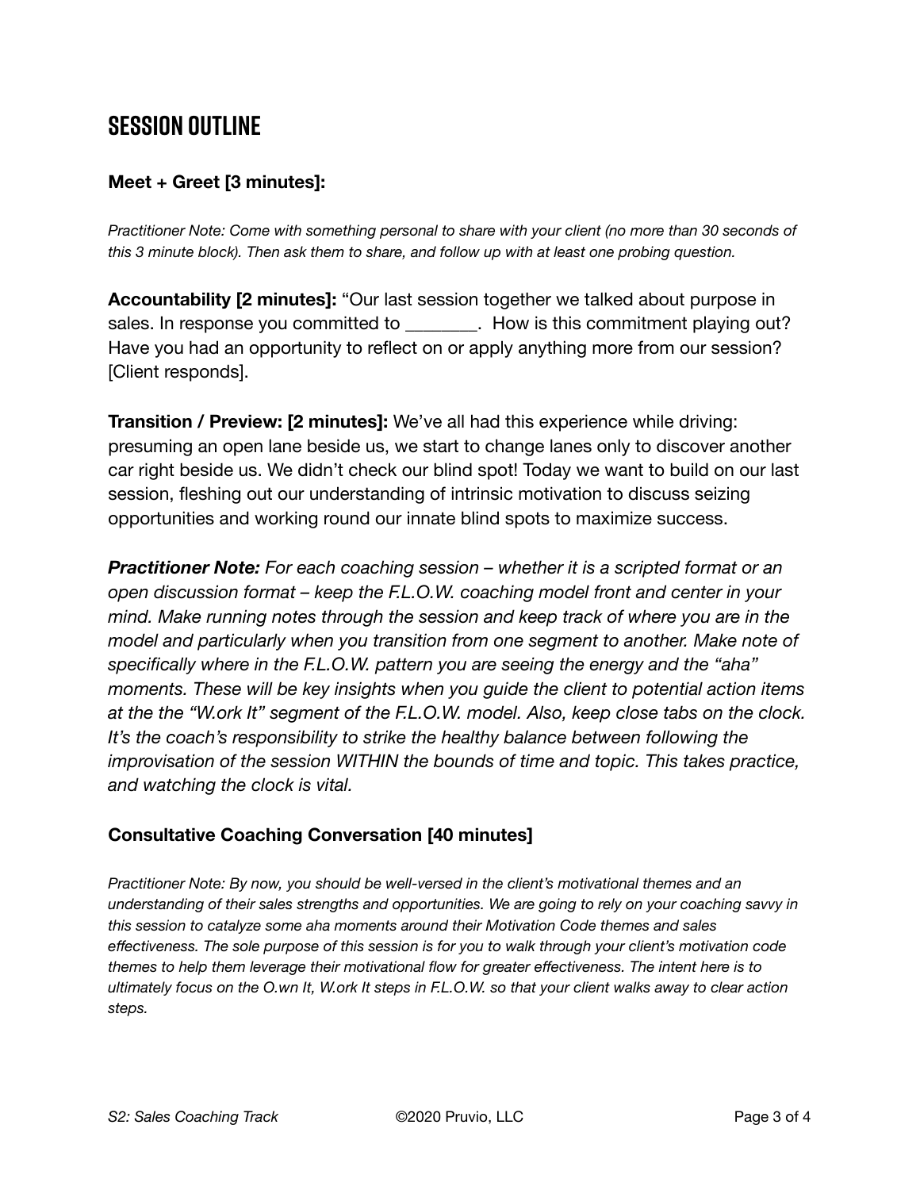## Session Outline

### Meet + Greet [3 minutes]:

*Practitioner Note: Come with something personal to share with your client (no more than 30 seconds of this 3 minute block). Then ask them to share, and follow up with at least one probing question.*

**Accountability [2 minutes]:** "Our last session together we talked about purpose in sales. In response you committed to ________.  How is this commitment playing out? Have you had an opportunity to reflect on or apply anything more from our session? [Client responds].

**Transition / Preview: [2 minutes]:** We've all had this experience while driving: presuming an open lane beside us, we start to change lanes only to discover another car right beside us. We didn't check our blind spot! Today we want to build on our last session, fleshing out our understanding of intrinsic motivation to discuss seizing opportunities and working round our innate blind spots to maximize success.

***Practitioner Note:*** *For each coaching session – whether it is a scripted format or an open discussion format – keep the F.L.O.W. coaching model front and center in your mind. Make running notes through the session and keep track of where you are in the model and particularly when you transition from one segment to another. Make note of specifically where in the F.L.O.W. pattern you are seeing the energy and the "aha" moments. These will be key insights when you guide the client to potential action items at the the "W.ork It" segment of the F.L.O.W. model. Also, keep close tabs on the clock. It's the coach's responsibility to strike the healthy balance between following the improvisation of the session WITHIN the bounds of time and topic. This takes practice, and watching the clock is vital.*

### Consultative Coaching Conversation [40 minutes]

*Practitioner Note: By now, you should be well-versed in the client's motivational themes and an understanding of their sales strengths and opportunities. We are going to rely on your coaching savvy in this session to catalyze some aha moments around their Motivation Code themes and sales effectiveness. The sole purpose of this session is for you to walk through your client's motivation code themes to help them leverage their motivational flow for greater effectiveness. The intent here is to ultimately focus on the O.wn It, W.ork It steps in F.L.O.W. so that your client walks away to clear action steps.*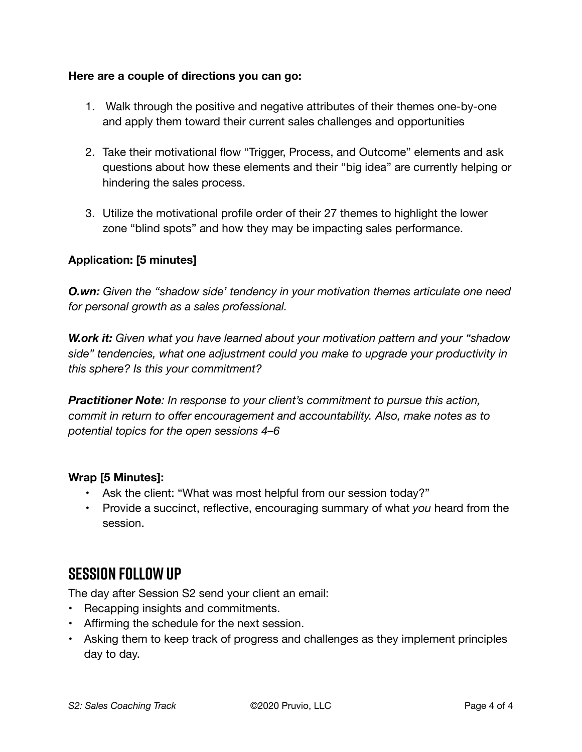**Here are a couple of directions you can go:**

1. Walk through the positive and negative attributes of their themes one-by-one and apply them toward their current sales challenges and opportunities

2. Take their motivational flow "Trigger, Process, and Outcome" elements and ask questions about how these elements and their "big idea" are currently helping or hindering the sales process.

3. Utilize the motivational profile order of their 27 themes to highlight the lower zone "blind spots" and how they may be impacting sales performance.

**Application: [5 minutes]**

***O.wn:*** *Given the "shadow side' tendency in your motivation themes articulate one need for personal growth as a sales professional.*

***W.ork it:*** *Given what you have learned about your motivation pattern and your "shadow side" tendencies, what one adjustment could you make to upgrade your productivity in this sphere? Is this your commitment?*

***Practitioner Note****: In response to your client's commitment to pursue this action, commit in return to offer encouragement and accountability. Also, make notes as to potential topics for the open sessions 4–6*

**Wrap [5 Minutes]:**

- Ask the client: "What was most helpful from our session today?"
- Provide a succinct, reflective, encouraging summary of what *you* heard from the session.

## SESSION FOLLOW UP

The day after Session S2 send your client an email:

- Recapping insights and commitments.
- Affirming the schedule for the next session.
- Asking them to keep track of progress and challenges as they implement principles day to day.